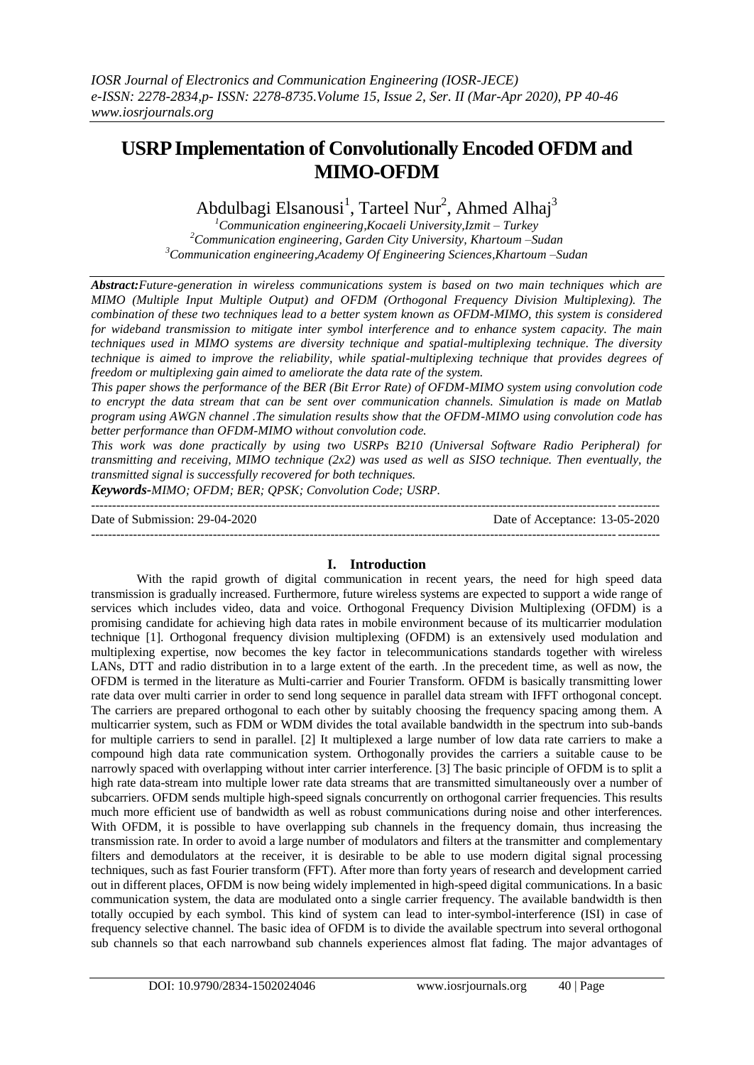# USRP Implementation of Convolutionally Encoded OFDM and MIMO-OFDM

Abdulbagi Elsanousi[1], Tarteel Nur[2], Ahmed Alhaj[3]

[1]Communication engineering,Kocaeli University,Izmit – Turkey
[2]Communication engineering, Garden City University, Khartoum –Sudan
[3]Communication engineering,Academy Of Engineering Sciences,Khartoum –Sudan

***Abstract:****Future-generation in wireless communications system is based on two main techniques which are MIMO (Multiple Input Multiple Output) and OFDM (Orthogonal Frequency Division Multiplexing). The combination of these two techniques lead to a better system known as OFDM-MIMO, this system is considered for wideband transmission to mitigate inter symbol interference and to enhance system capacity. The main techniques used in MIMO systems are diversity technique and spatial-multiplexing technique. The diversity technique is aimed to improve the reliability, while spatial-multiplexing technique that provides degrees of freedom or multiplexing gain aimed to ameliorate the data rate of the system.*

*This paper shows the performance of the BER (Bit Error Rate) of OFDM-MIMO system using convolution code to encrypt the data stream that can be sent over communication channels. Simulation is made on Matlab program using AWGN channel .The simulation results show that the OFDM-MIMO using convolution code has better performance than OFDM-MIMO without convolution code.*

*This work was done practically by using two USRPs B210 (Universal Software Radio Peripheral) for transmitting and receiving, MIMO technique (2x2) was used as well as SISO technique. Then eventually, the transmitted signal is successfully recovered for both techniques.*

***Keywords-****MIMO; OFDM; BER; QPSK; Convolution Code; USRP.*

Date of Submission: 29-04-2020 | Date of Acceptance: 13-05-2020

## I. Introduction

With the rapid growth of digital communication in recent years, the need for high speed data transmission is gradually increased. Furthermore, future wireless systems are expected to support a wide range of services which includes video, data and voice. Orthogonal Frequency Division Multiplexing (OFDM) is a promising candidate for achieving high data rates in mobile environment because of its multicarrier modulation technique [1]. Orthogonal frequency division multiplexing (OFDM) is an extensively used modulation and multiplexing expertise, now becomes the key factor in telecommunications standards together with wireless LANs, DTT and radio distribution in to a large extent of the earth. .In the precedent time, as well as now, the OFDM is termed in the literature as Multi-carrier and Fourier Transform. OFDM is basically transmitting lower rate data over multi carrier in order to send long sequence in parallel data stream with IFFT orthogonal concept. The carriers are prepared orthogonal to each other by suitably choosing the frequency spacing among them. A multicarrier system, such as FDM or WDM divides the total available bandwidth in the spectrum into sub-bands for multiple carriers to send in parallel. [2] It multiplexed a large number of low data rate carriers to make a compound high data rate communication system. Orthogonally provides the carriers a suitable cause to be narrowly spaced with overlapping without inter carrier interference. [3] The basic principle of OFDM is to split a high rate data-stream into multiple lower rate data streams that are transmitted simultaneously over a number of subcarriers. OFDM sends multiple high-speed signals concurrently on orthogonal carrier frequencies. This results much more efficient use of bandwidth as well as robust communications during noise and other interferences. With OFDM, it is possible to have overlapping sub channels in the frequency domain, thus increasing the transmission rate. In order to avoid a large number of modulators and filters at the transmitter and complementary filters and demodulators at the receiver, it is desirable to be able to use modern digital signal processing techniques, such as fast Fourier transform (FFT). After more than forty years of research and development carried out in different places, OFDM is now being widely implemented in high-speed digital communications. In a basic communication system, the data are modulated onto a single carrier frequency. The available bandwidth is then totally occupied by each symbol. This kind of system can lead to inter-symbol-interference (ISI) in case of frequency selective channel. The basic idea of OFDM is to divide the available spectrum into several orthogonal sub channels so that each narrowband sub channels experiences almost flat fading. The major advantages of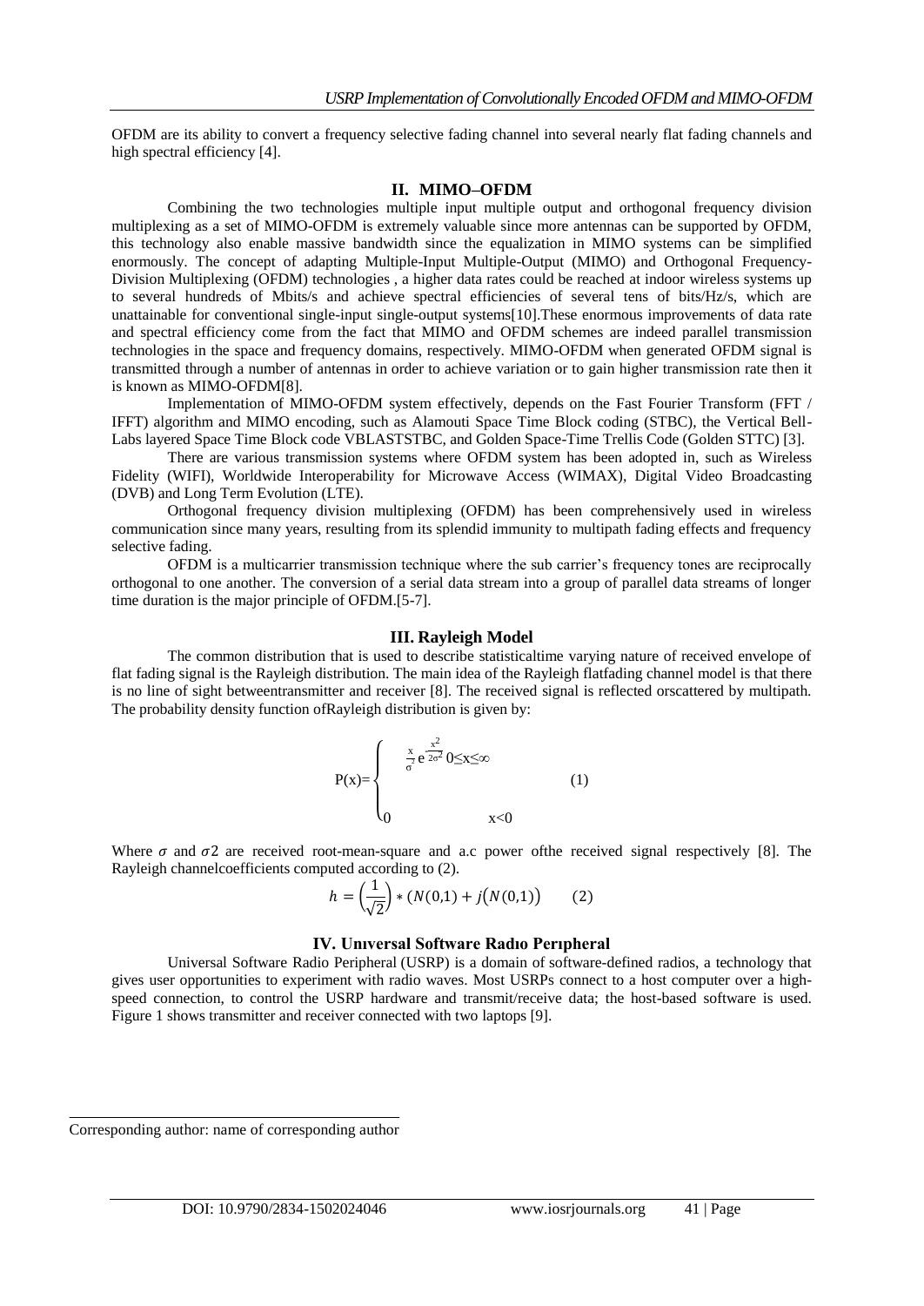OFDM are its ability to convert a frequency selective fading channel into several nearly flat fading channels and high spectral efficiency [4].

## II. MIMO–OFDM

Combining the two technologies multiple input multiple output and orthogonal frequency division multiplexing as a set of MIMO-OFDM is extremely valuable since more antennas can be supported by OFDM, this technology also enable massive bandwidth since the equalization in MIMO systems can be simplified enormously. The concept of adapting Multiple-Input Multiple-Output (MIMO) and Orthogonal Frequency-Division Multiplexing (OFDM) technologies , a higher data rates could be reached at indoor wireless systems up to several hundreds of Mbits/s and achieve spectral efficiencies of several tens of bits/Hz/s, which are unattainable for conventional single-input single-output systems[10].These enormous improvements of data rate and spectral efficiency come from the fact that MIMO and OFDM schemes are indeed parallel transmission technologies in the space and frequency domains, respectively. MIMO-OFDM when generated OFDM signal is transmitted through a number of antennas in order to achieve variation or to gain higher transmission rate then it is known as MIMO-OFDM[8].

Implementation of MIMO-OFDM system effectively, depends on the Fast Fourier Transform (FFT / IFFT) algorithm and MIMO encoding, such as Alamouti Space Time Block coding (STBC), the Vertical Bell-Labs layered Space Time Block code VBLASTSTBC, and Golden Space-Time Trellis Code (Golden STTC) [3].

There are various transmission systems where OFDM system has been adopted in, such as Wireless Fidelity (WIFI), Worldwide Interoperability for Microwave Access (WIMAX), Digital Video Broadcasting (DVB) and Long Term Evolution (LTE).

Orthogonal frequency division multiplexing (OFDM) has been comprehensively used in wireless communication since many years, resulting from its splendid immunity to multipath fading effects and frequency selective fading.

OFDM is a multicarrier transmission technique where the sub carrier's frequency tones are reciprocally orthogonal to one another. The conversion of a serial data stream into a group of parallel data streams of longer time duration is the major principle of OFDM.[5-7].

## III. Rayleigh Model

The common distribution that is used to describe statisticaltime varying nature of received envelope of flat fading signal is the Rayleigh distribution. The main idea of the Rayleigh flatfading channel model is that there is no line of sight betweentransmitter and receiver [8]. The received signal is reflected orscattered by multipath. The probability density function ofRayleigh distribution is given by:

$$P(x)=\begin{cases} \frac{x}{\sigma^2} e^{-\frac{x^2}{2\sigma^2}} & 0\leq x\leq\infty \\ 0 & x<0 \end{cases} \quad (1)$$

Where $\sigma$ and $\sigma 2$ are received root-mean-square and a.c power ofthe received signal respectively [8]. The Rayleigh channelcoefficients computed according to (2).

$$h = \left(\frac{1}{\sqrt{2}}\right) * (N(0,1) + j(N(0,1)) \quad (2)$$

## IV. Universal Software Radio Peripheral

Universal Software Radio Peripheral (USRP) is a domain of software-defined radios, a technology that gives user opportunities to experiment with radio waves. Most USRPs connect to a host computer over a high-speed connection, to control the USRP hardware and transmit/receive data; the host-based software is used. Figure 1 shows transmitter and receiver connected with two laptops [9].

Corresponding author: name of corresponding author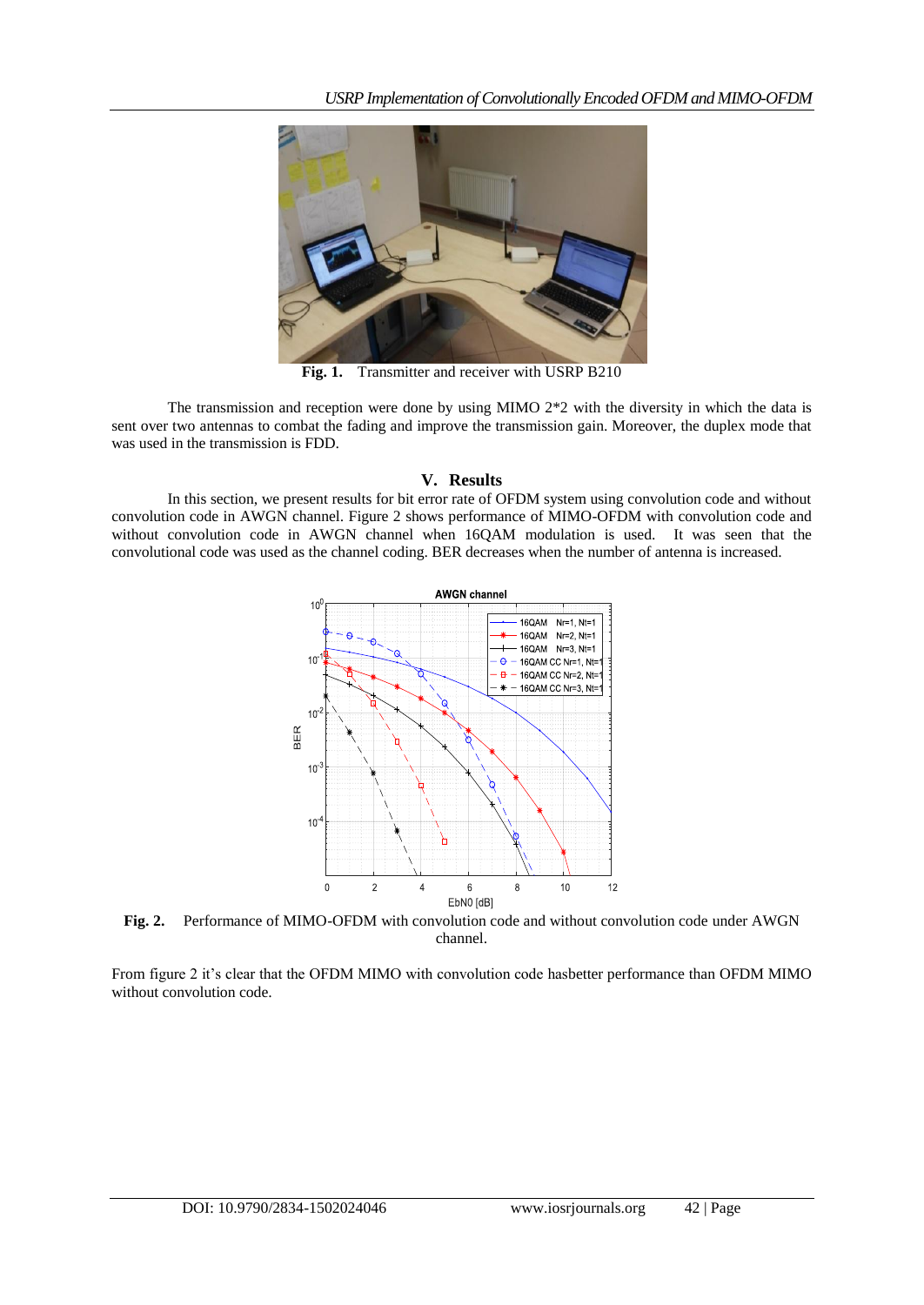**Fig. 1.** Transmitter and receiver with USRP B210

The transmission and reception were done by using MIMO 2*2 with the diversity in which the data is sent over two antennas to combat the fading and improve the transmission gain. Moreover, the duplex mode that was used in the transmission is FDD.

## V. Results

In this section, we present results for bit error rate of OFDM system using convolution code and without convolution code in AWGN channel. Figure 2 shows performance of MIMO-OFDM with convolution code and without convolution code in AWGN channel when 16QAM modulation is used. It was seen that the convolutional code was used as the channel coding. BER decreases when the number of antenna is increased.

**Fig. 2.** Performance of MIMO-OFDM with convolution code and without convolution code under AWGN channel.

From figure 2 it's clear that the OFDM MIMO with convolution code hasbetter performance than OFDM MIMO without convolution code.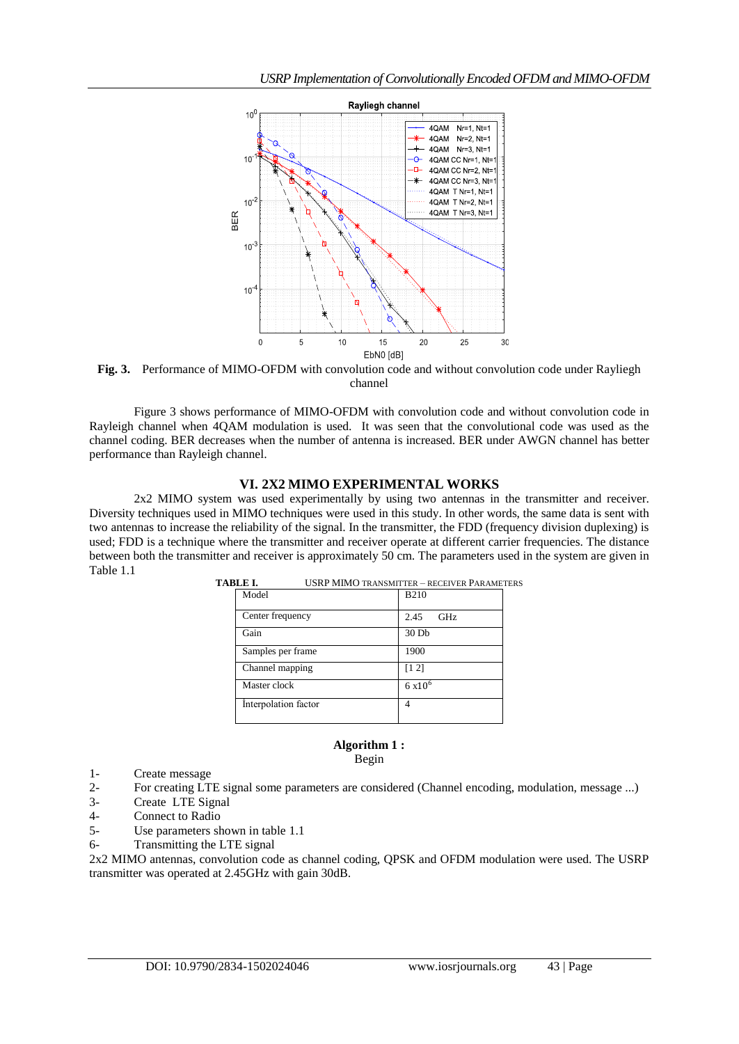**Fig. 3.** Performance of MIMO-OFDM with convolution code and without convolution code under Rayliegh channel

Figure 3 shows performance of MIMO-OFDM with convolution code and without convolution code in Rayleigh channel when 4QAM modulation is used. It was seen that the convolutional code was used as the channel coding. BER decreases when the number of antenna is increased. BER under AWGN channel has better performance than Rayleigh channel.

## VI. 2X2 MIMO EXPERIMENTAL WORKS

2x2 MIMO system was used experimentally by using two antennas in the transmitter and receiver. Diversity techniques used in MIMO techniques were used in this study. In other words, the same data is sent with two antennas to increase the reliability of the signal. In the transmitter, the FDD (frequency division duplexing) is used; FDD is a technique where the transmitter and receiver operate at different carrier frequencies. The distance between both the transmitter and receiver is approximately 50 cm. The parameters used in the system are given in Table 1.1

**TABLE I.** USRP MIMO TRANSMITTER – RECEIVER PARAMETERS

| Model | B210 |
|---|---|
| Center frequency | 2.45 GHz |
| Gain | 30 Db |
| Samples per frame | 1900 |
| Channel mapping | [1 2] |
| Master clock | $6 \times 10^6$ |
| İnterpolation factor | 4 |

**Algorithm 1 :**

Begin

1- Create message
2- For creating LTE signal some parameters are considered (Channel encoding, modulation, message ...)
3- Create LTE Signal
4- Connect to Radio
5- Use parameters shown in table 1.1
6- Transmitting the LTE signal

2x2 MIMO antennas, convolution code as channel coding, QPSK and OFDM modulation were used. The USRP transmitter was operated at 2.45GHz with gain 30dB.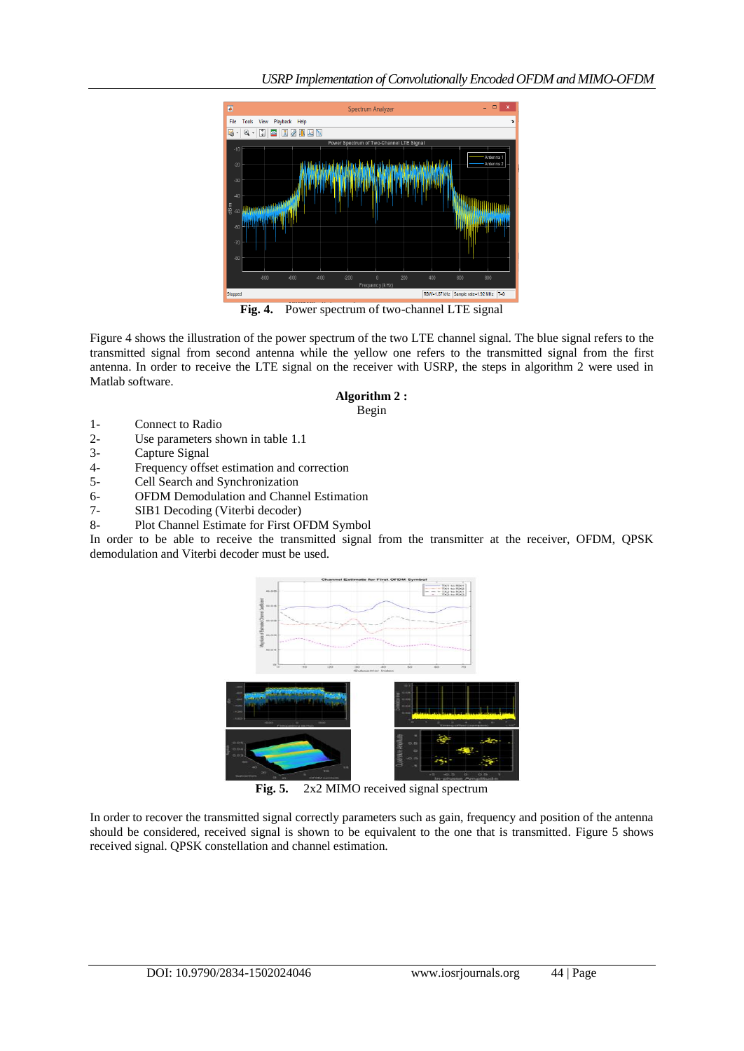**Fig. 4.** Power spectrum of two-channel LTE signal

Figure 4 shows the illustration of the power spectrum of the two LTE channel signal. The blue signal refers to the transmitted signal from second antenna while the yellow one refers to the transmitted signal from the first antenna. In order to receive the LTE signal on the receiver with USRP, the steps in algorithm 2 were used in Matlab software.

**Algorithm 2 :**

Begin

1- Connect to Radio
2- Use parameters shown in table 1.1
3- Capture Signal
4- Frequency offset estimation and correction
5- Cell Search and Synchronization
6- OFDM Demodulation and Channel Estimation
7- SIB1 Decoding (Viterbi decoder)
8- Plot Channel Estimate for First OFDM Symbol

In order to be able to receive the transmitted signal from the transmitter at the receiver, OFDM, QPSK demodulation and Viterbi decoder must be used.

**Fig. 5.** 2x2 MIMO received signal spectrum

In order to recover the transmitted signal correctly parameters such as gain, frequency and position of the antenna should be considered, received signal is shown to be equivalent to the one that is transmitted. Figure 5 shows received signal. QPSK constellation and channel estimation.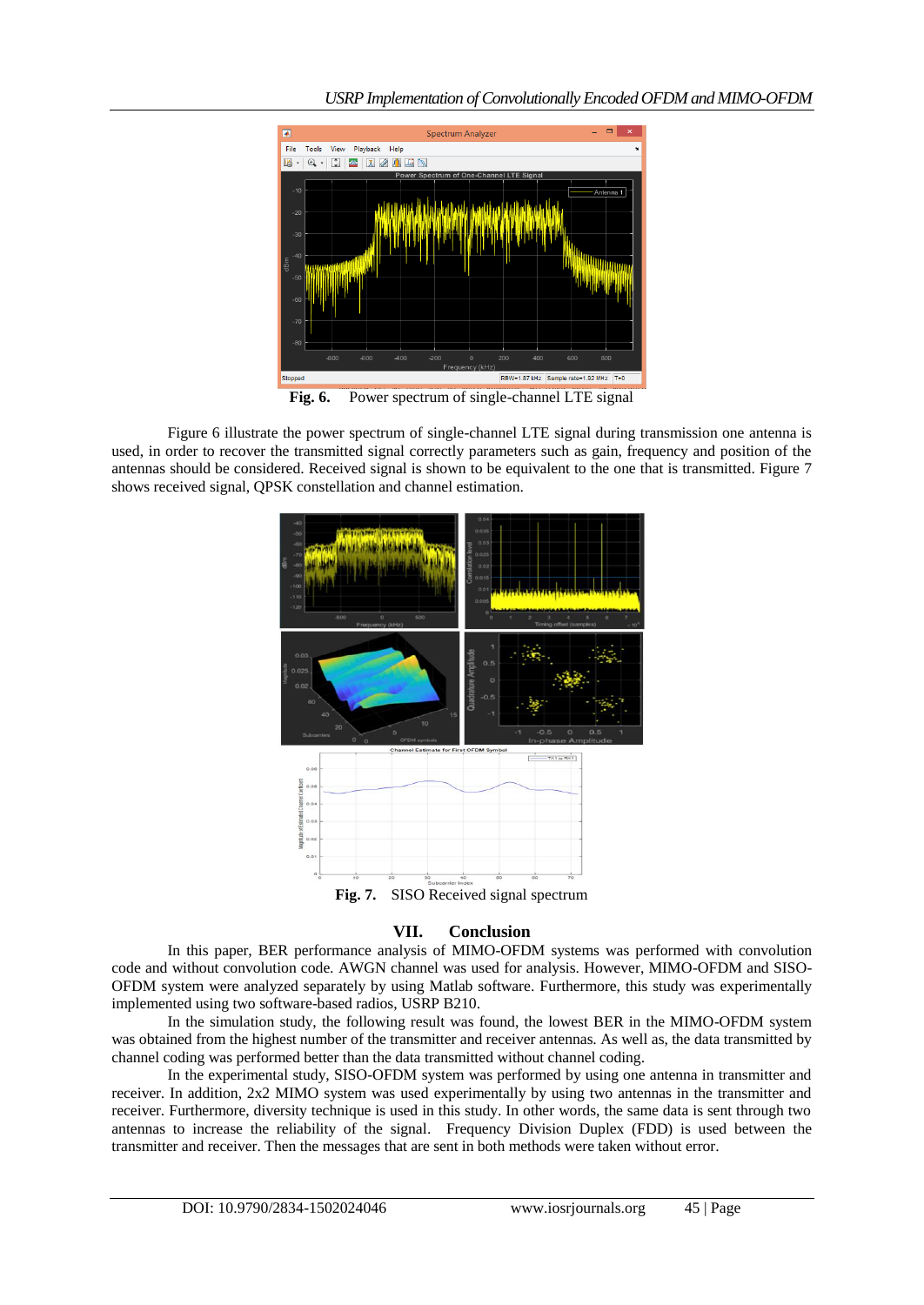**Fig. 6.** Power spectrum of single-channel LTE signal

Figure 6 illustrate the power spectrum of single-channel LTE signal during transmission one antenna is used, in order to recover the transmitted signal correctly parameters such as gain, frequency and position of the antennas should be considered. Received signal is shown to be equivalent to the one that is transmitted. Figure 7 shows received signal, QPSK constellation and channel estimation.

**Fig. 7.** SISO Received signal spectrum

## VII. Conclusion

In this paper, BER performance analysis of MIMO-OFDM systems was performed with convolution code and without convolution code. AWGN channel was used for analysis. However, MIMO-OFDM and SISO-OFDM system were analyzed separately by using Matlab software. Furthermore, this study was experimentally implemented using two software-based radios, USRP B210.

In the simulation study, the following result was found, the lowest BER in the MIMO-OFDM system was obtained from the highest number of the transmitter and receiver antennas. As well as, the data transmitted by channel coding was performed better than the data transmitted without channel coding.

In the experimental study, SISO-OFDM system was performed by using one antenna in transmitter and receiver. In addition, 2x2 MIMO system was used experimentally by using two antennas in the transmitter and receiver. Furthermore, diversity technique is used in this study. In other words, the same data is sent through two antennas to increase the reliability of the signal. Frequency Division Duplex (FDD) is used between the transmitter and receiver. Then the messages that are sent in both methods were taken without error.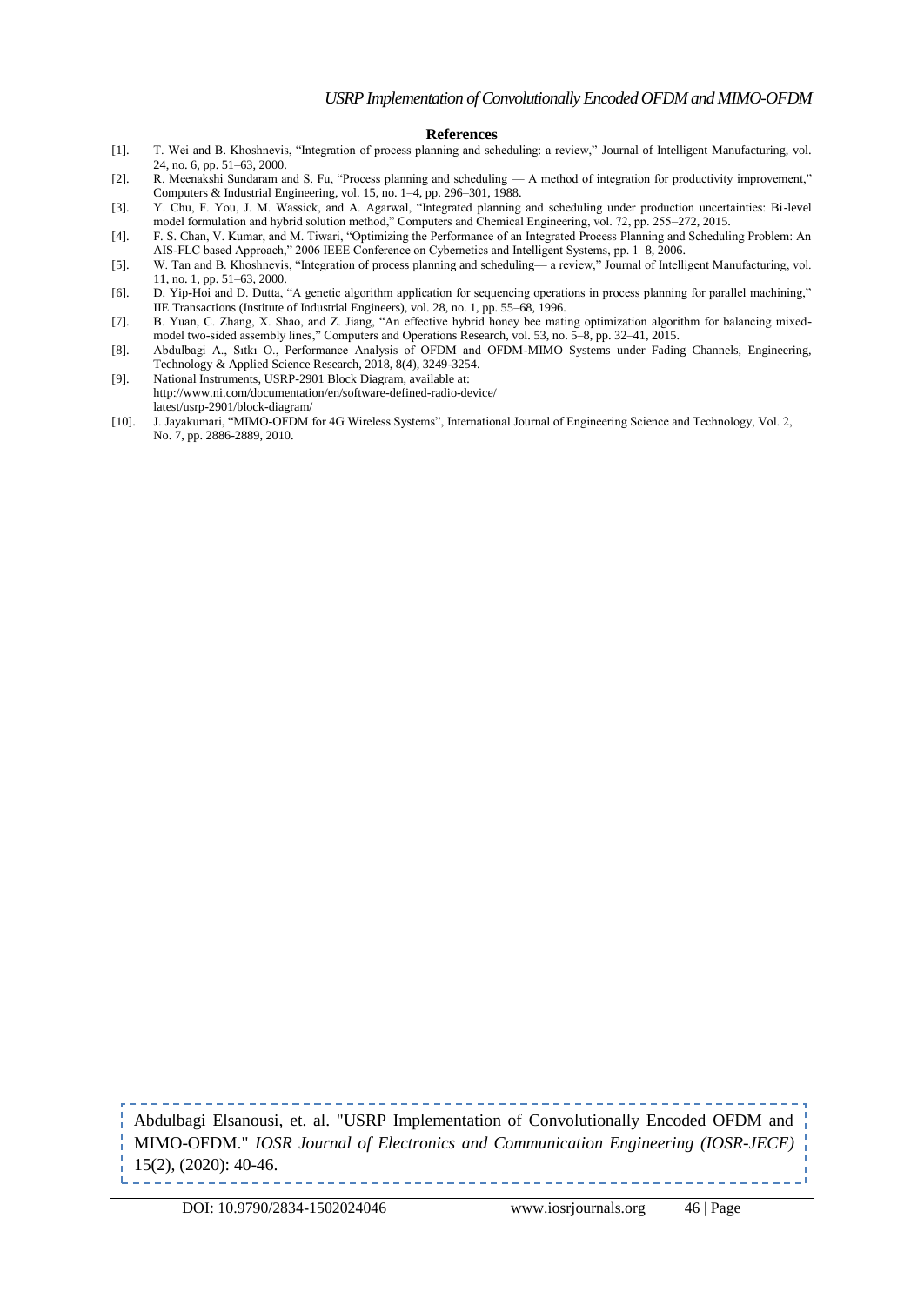## References

[1]. T. Wei and B. Khoshnevis, "Integration of process planning and scheduling: a review," Journal of Intelligent Manufacturing, vol. 24, no. 6, pp. 51–63, 2000.

[2]. R. Meenakshi Sundaram and S. Fu, "Process planning and scheduling — A method of integration for productivity improvement," Computers & Industrial Engineering, vol. 15, no. 1–4, pp. 296–301, 1988.

[3]. Y. Chu, F. You, J. M. Wassick, and A. Agarwal, "Integrated planning and scheduling under production uncertainties: Bi-level model formulation and hybrid solution method," Computers and Chemical Engineering, vol. 72, pp. 255–272, 2015.

[4]. F. S. Chan, V. Kumar, and M. Tiwari, "Optimizing the Performance of an Integrated Process Planning and Scheduling Problem: An AIS-FLC based Approach," 2006 IEEE Conference on Cybernetics and Intelligent Systems, pp. 1–8, 2006.

[5]. W. Tan and B. Khoshnevis, "Integration of process planning and scheduling— a review," Journal of Intelligent Manufacturing, vol. 11, no. 1, pp. 51–63, 2000.

[6]. D. Yip-Hoi and D. Dutta, "A genetic algorithm application for sequencing operations in process planning for parallel machining," IIE Transactions (Institute of Industrial Engineers), vol. 28, no. 1, pp. 55–68, 1996.

[7]. B. Yuan, C. Zhang, X. Shao, and Z. Jiang, "An effective hybrid honey bee mating optimization algorithm for balancing mixed-model two-sided assembly lines," Computers and Operations Research, vol. 53, no. 5–8, pp. 32–41, 2015.

[8]. Abdulbagi A., Sıtkı O., Performance Analysis of OFDM and OFDM-MIMO Systems under Fading Channels, Engineering, Technology & Applied Science Research, 2018, 8(4), 3249-3254.

[9]. National Instruments, USRP-2901 Block Diagram, available at: http://www.ni.com/documentation/en/software-defined-radio-device/latest/usrp-2901/block-diagram/

[10]. J. Jayakumari, "MIMO-OFDM for 4G Wireless Systems", International Journal of Engineering Science and Technology, Vol. 2, No. 7, pp. 2886-2889, 2010.

Abdulbagi Elsanousi, et. al. "USRP Implementation of Convolutionally Encoded OFDM and MIMO-OFDM." *IOSR Journal of Electronics and Communication Engineering (IOSR-JECE)* 15(2), (2020): 40-46.